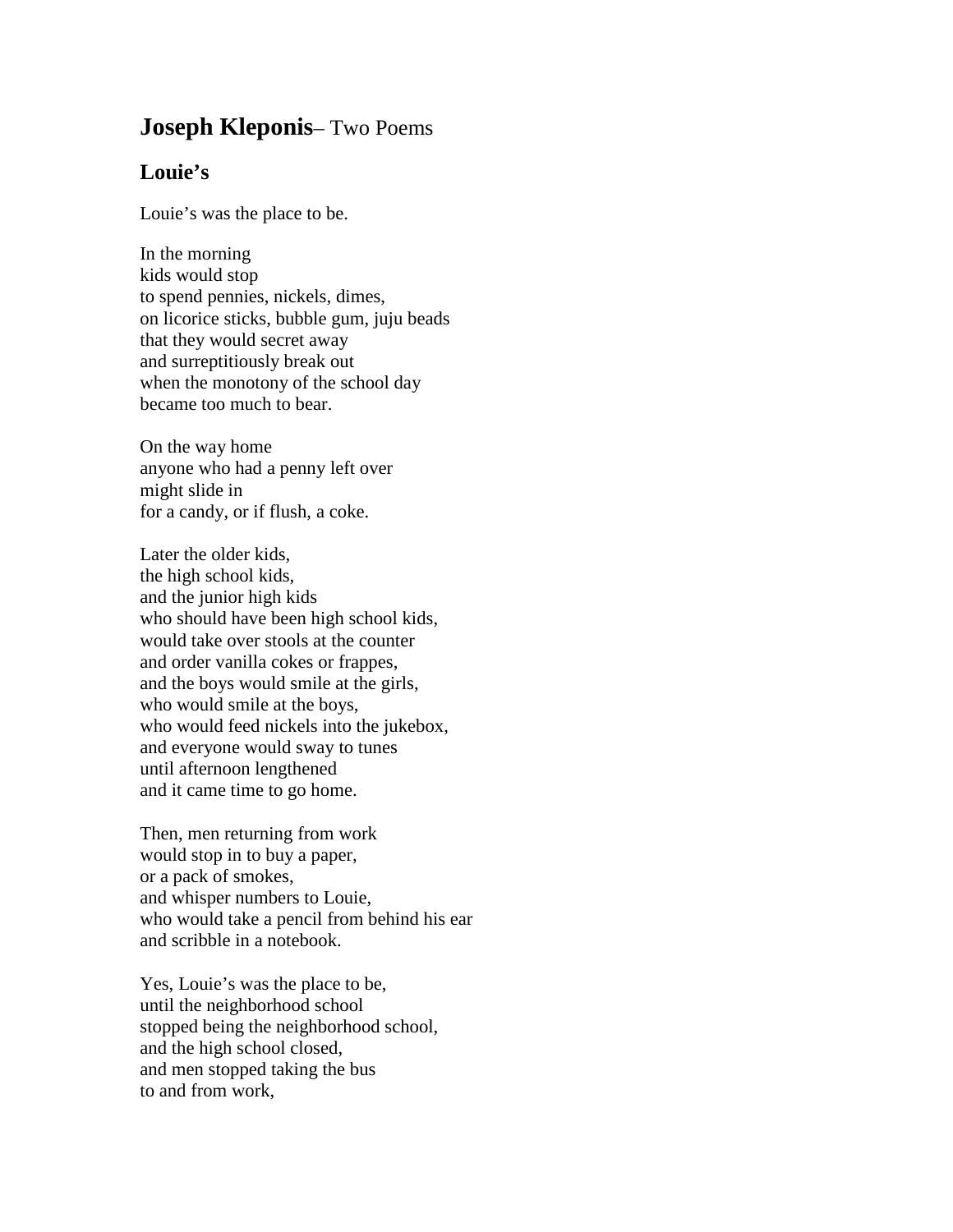# **Joseph Kleponis**– Two Poems

## Louie's

Louie's was the place to be.

In the morning  
kids would stop  
to spend pennies, nickels, dimes,  
on licorice sticks, bubble gum, juju beads  
that they would secret away  
and surreptitiously break out  
when the monotony of the school day  
became too much to bear.

On the way home  
anyone who had a penny left over  
might slide in  
for a candy, or if flush, a coke.

Later the older kids,  
the high school kids,  
and the junior high kids  
who should have been high school kids,  
would take over stools at the counter  
and order vanilla cokes or frappes,  
and the boys would smile at the girls,  
who would smile at the boys,  
who would feed nickels into the jukebox,  
and everyone would sway to tunes  
until afternoon lengthened  
and it came time to go home.

Then, men returning from work  
would stop in to buy a paper,  
or a pack of smokes,  
and whisper numbers to Louie,  
who would take a pencil from behind his ear  
and scribble in a notebook.

Yes, Louie's was the place to be,  
until the neighborhood school  
stopped being the neighborhood school,  
and the high school closed,  
and men stopped taking the bus  
to and from work,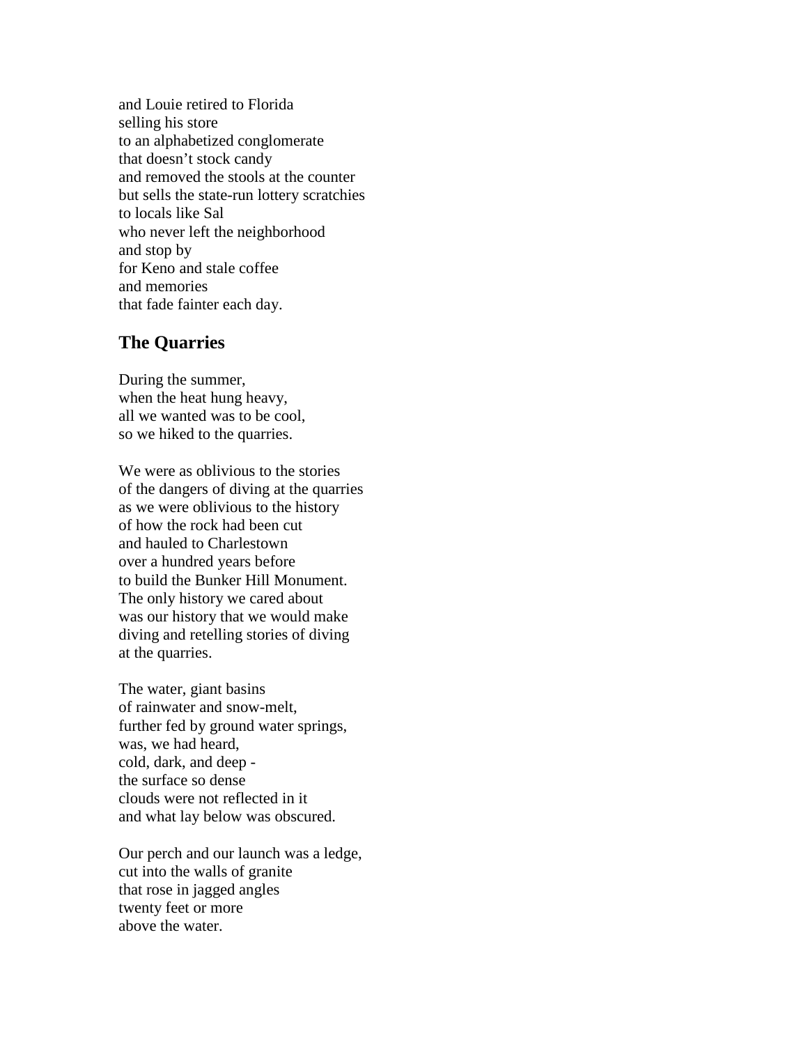and Louie retired to Florida
selling his store
to an alphabetized conglomerate
that doesn't stock candy
and removed the stools at the counter
but sells the state-run lottery scratchies
to locals like Sal
who never left the neighborhood
and stop by
for Keno and stale coffee
and memories
that fade fainter each day.

## The Quarries

During the summer,
when the heat hung heavy,
all we wanted was to be cool,
so we hiked to the quarries.

We were as oblivious to the stories
of the dangers of diving at the quarries
as we were oblivious to the history
of how the rock had been cut
and hauled to Charlestown
over a hundred years before
to build the Bunker Hill Monument.
The only history we cared about
was our history that we would make
diving and retelling stories of diving
at the quarries.

The water, giant basins
of rainwater and snow-melt,
further fed by ground water springs,
was, we had heard,
cold, dark, and deep -
the surface so dense
clouds were not reflected in it
and what lay below was obscured.

Our perch and our launch was a ledge,
cut into the walls of granite
that rose in jagged angles
twenty feet or more
above the water.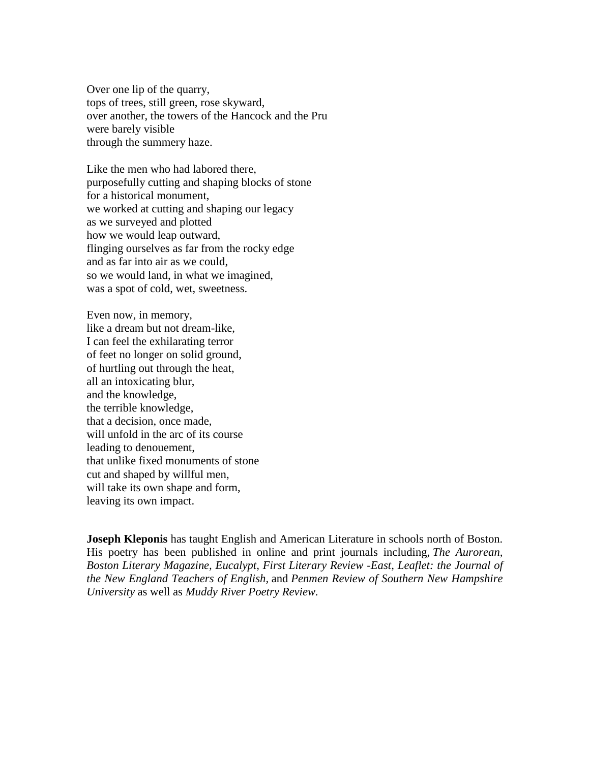Over one lip of the quarry,  
tops of trees, still green, rose skyward,  
over another, the towers of the Hancock and the Pru  
were barely visible  
through the summery haze.

Like the men who had labored there,  
purposefully cutting and shaping blocks of stone  
for a historical monument,  
we worked at cutting and shaping our legacy  
as we surveyed and plotted  
how we would leap outward,  
flinging ourselves as far from the rocky edge  
and as far into air as we could,  
so we would land, in what we imagined,  
was a spot of cold, wet, sweetness.

Even now, in memory,  
like a dream but not dream-like,  
I can feel the exhilarating terror  
of feet no longer on solid ground,  
of hurtling out through the heat,  
all an intoxicating blur,  
and the knowledge,  
the terrible knowledge,  
that a decision, once made,  
will unfold in the arc of its course  
leading to denouement,  
that unlike fixed monuments of stone  
cut and shaped by willful men,  
will take its own shape and form,  
leaving its own impact.

**Joseph Kleponis** has taught English and American Literature in schools north of Boston. His poetry has been published in online and print journals including, *The Aurorean, Boston Literary Magazine, Eucalypt, First Literary Review -East, Leaflet: the Journal of the New England Teachers of English,* and *Penmen Review of Southern New Hampshire University* as well as *Muddy River Poetry Review.*